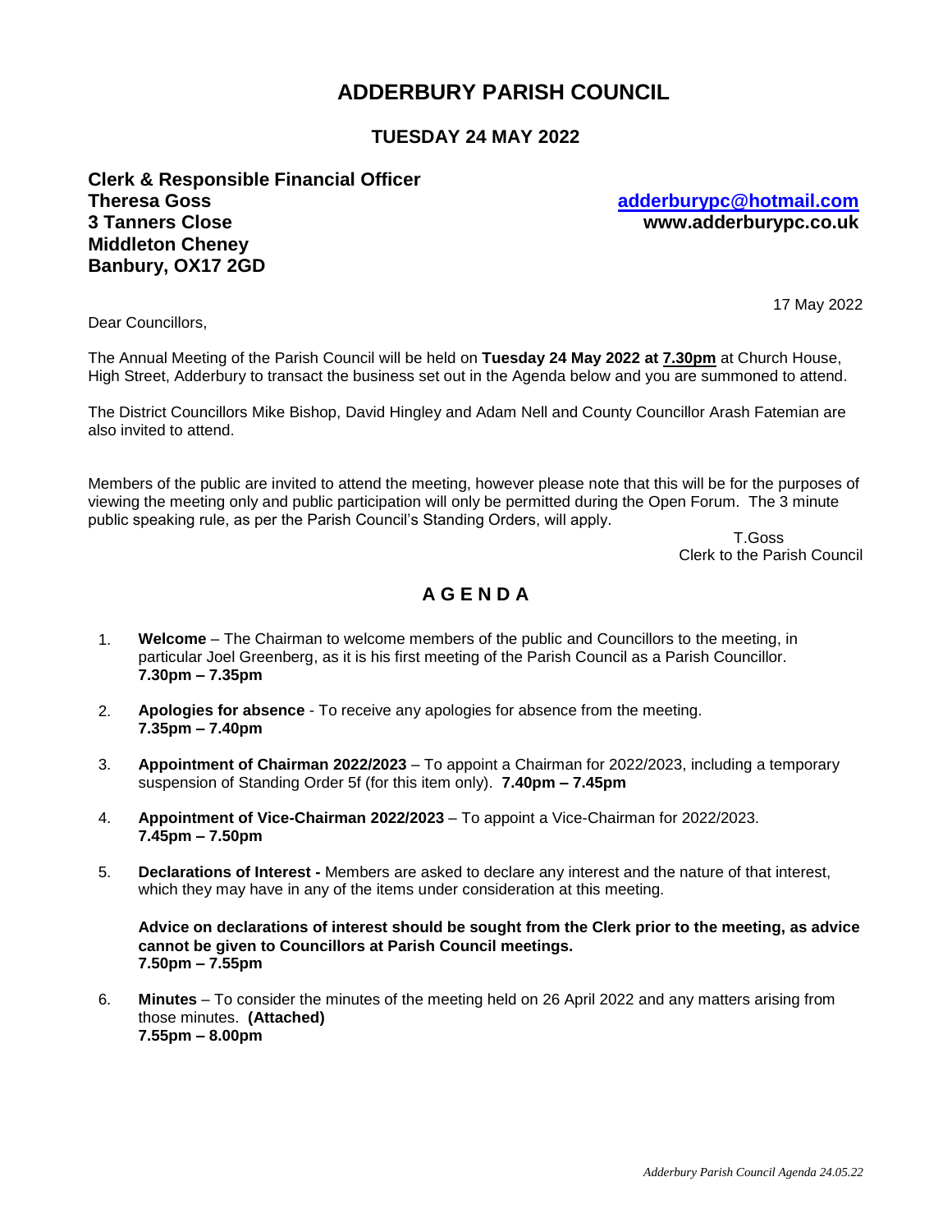# ADDERBURY PARISH COUNCIL

## TUESDAY 24 MAY 2022

**Clerk & Responsible Financial Officer**
**Theresa Goss**
**3 Tanners Close**
**Middleton Cheney**
**Banbury, OX17 2GD**

**adderburypc@hotmail.com**
**www.adderburypc.co.uk**

17 May 2022

Dear Councillors,

The Annual Meeting of the Parish Council will be held on **Tuesday 24 May 2022 at 7.30pm** at Church House, High Street, Adderbury to transact the business set out in the Agenda below and you are summoned to attend.

The District Councillors Mike Bishop, David Hingley and Adam Nell and County Councillor Arash Fatemian are also invited to attend.

Members of the public are invited to attend the meeting, however please note that this will be for the purposes of viewing the meeting only and public participation will only be permitted during the Open Forum. The 3 minute public speaking rule, as per the Parish Council's Standing Orders, will apply.

T.Goss
Clerk to the Parish Council

## A G E N D A

1. **Welcome** – The Chairman to welcome members of the public and Councillors to the meeting, in particular Joel Greenberg, as it is his first meeting of the Parish Council as a Parish Councillor. **7.30pm – 7.35pm**

2. **Apologies for absence** - To receive any apologies for absence from the meeting. **7.35pm – 7.40pm**

3. **Appointment of Chairman 2022/2023** – To appoint a Chairman for 2022/2023, including a temporary suspension of Standing Order 5f (for this item only). **7.40pm – 7.45pm**

4. **Appointment of Vice-Chairman 2022/2023** – To appoint a Vice-Chairman for 2022/2023. **7.45pm – 7.50pm**

5. **Declarations of Interest -** Members are asked to declare any interest and the nature of that interest, which they may have in any of the items under consideration at this meeting.

   **Advice on declarations of interest should be sought from the Clerk prior to the meeting, as advice cannot be given to Councillors at Parish Council meetings.**
   **7.50pm – 7.55pm**

6. **Minutes** – To consider the minutes of the meeting held on 26 April 2022 and any matters arising from those minutes. **(Attached)**
   **7.55pm – 8.00pm**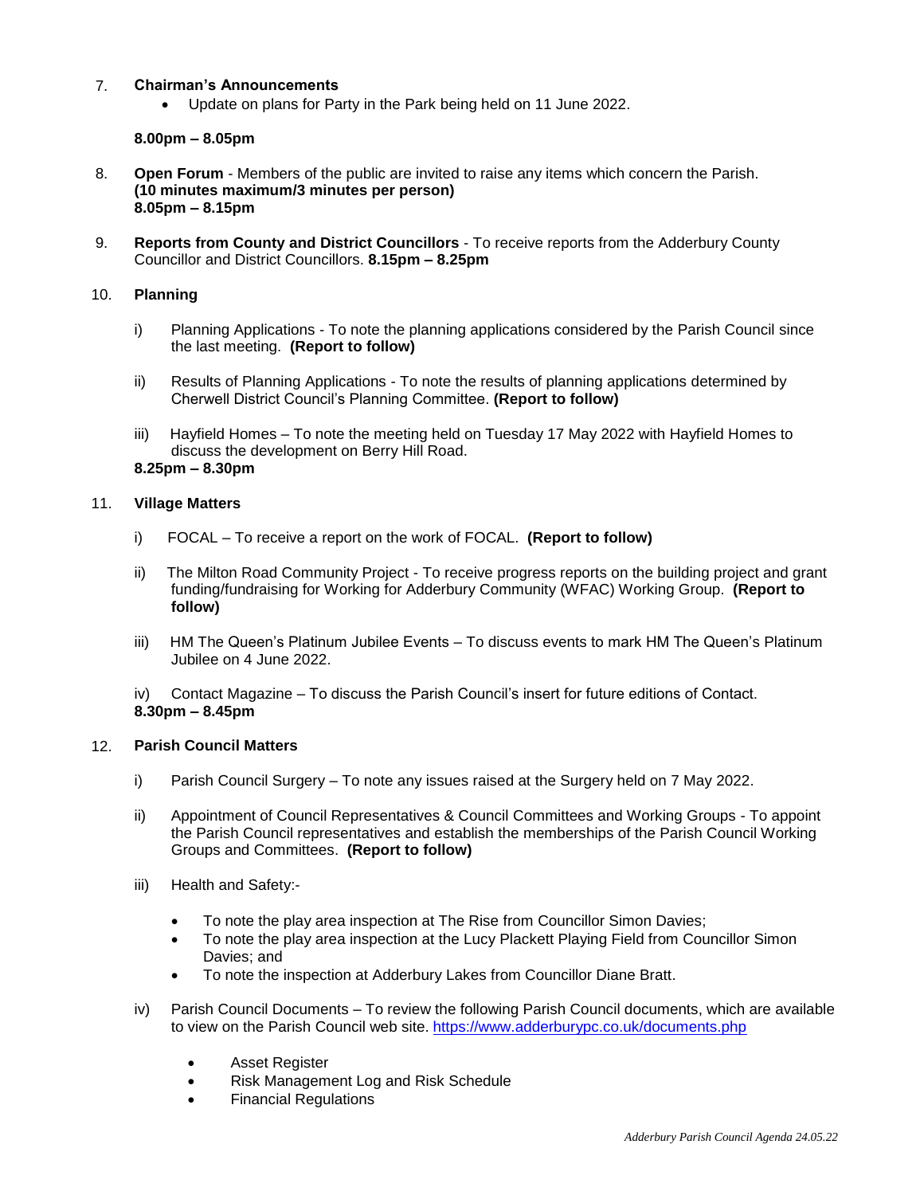7. **Chairman's Announcements**
   - Update on plans for Party in the Park being held on 11 June 2022.

   **8.00pm – 8.05pm**

8. **Open Forum** - Members of the public are invited to raise any items which concern the Parish.
   **(10 minutes maximum/3 minutes per person)**
   **8.05pm – 8.15pm**

9. **Reports from County and District Councillors** - To receive reports from the Adderbury County Councillor and District Councillors. **8.15pm – 8.25pm**

10. **Planning**

    i) Planning Applications - To note the planning applications considered by the Parish Council since the last meeting. **(Report to follow)**

    ii) Results of Planning Applications - To note the results of planning applications determined by Cherwell District Council's Planning Committee. **(Report to follow)**

    iii) Hayfield Homes – To note the meeting held on Tuesday 17 May 2022 with Hayfield Homes to discuss the development on Berry Hill Road.

    **8.25pm – 8.30pm**

11. **Village Matters**

    i) FOCAL – To receive a report on the work of FOCAL. **(Report to follow)**

    ii) The Milton Road Community Project - To receive progress reports on the building project and grant funding/fundraising for Working for Adderbury Community (WFAC) Working Group. **(Report to follow)**

    iii) HM The Queen's Platinum Jubilee Events – To discuss events to mark HM The Queen's Platinum Jubilee on 4 June 2022.

    iv) Contact Magazine – To discuss the Parish Council's insert for future editions of Contact.

    **8.30pm – 8.45pm**

12. **Parish Council Matters**

    i) Parish Council Surgery – To note any issues raised at the Surgery held on 7 May 2022.

    ii) Appointment of Council Representatives & Council Committees and Working Groups - To appoint the Parish Council representatives and establish the memberships of the Parish Council Working Groups and Committees. **(Report to follow)**

    iii) Health and Safety:-

    - To note the play area inspection at The Rise from Councillor Simon Davies;
    - To note the play area inspection at the Lucy Plackett Playing Field from Councillor Simon Davies; and
    - To note the inspection at Adderbury Lakes from Councillor Diane Bratt.

    iv) Parish Council Documents – To review the following Parish Council documents, which are available to view on the Parish Council web site. https://www.adderburypc.co.uk/documents.php

    - Asset Register
    - Risk Management Log and Risk Schedule
    - Financial Regulations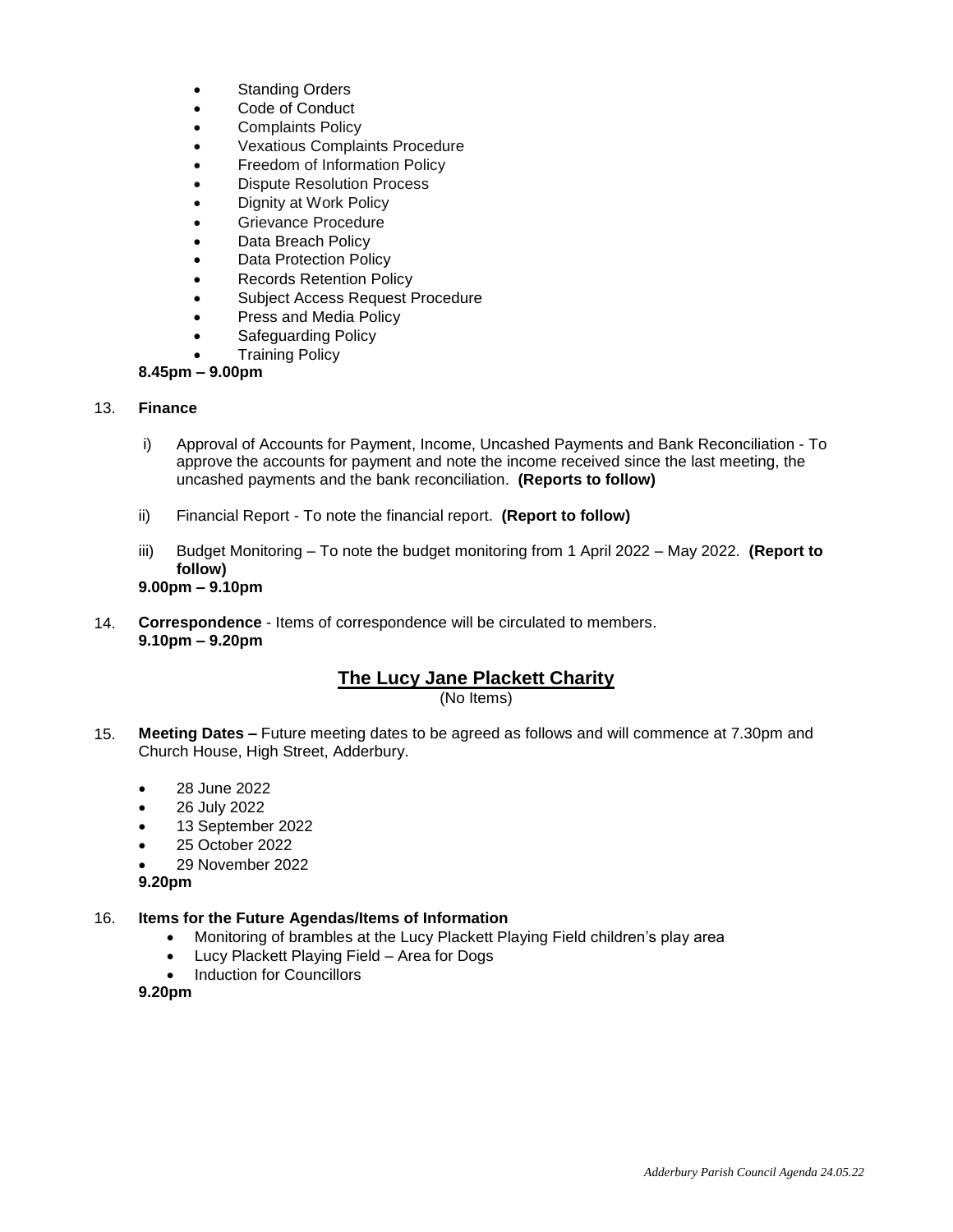- Standing Orders
- Code of Conduct
- Complaints Policy
- Vexatious Complaints Procedure
- Freedom of Information Policy
- Dispute Resolution Process
- Dignity at Work Policy
- Grievance Procedure
- Data Breach Policy
- Data Protection Policy
- Records Retention Policy
- Subject Access Request Procedure
- Press and Media Policy
- Safeguarding Policy
- Training Policy

**8.45pm – 9.00pm**

13. **Finance**

    i) Approval of Accounts for Payment, Income, Uncashed Payments and Bank Reconciliation - To approve the accounts for payment and note the income received since the last meeting, the uncashed payments and the bank reconciliation. **(Reports to follow)**

    ii) Financial Report - To note the financial report. **(Report to follow)**

    iii) Budget Monitoring – To note the budget monitoring from 1 April 2022 – May 2022. **(Report to follow)**

    **9.00pm – 9.10pm**

14. **Correspondence** - Items of correspondence will be circulated to members.
    **9.10pm – 9.20pm**

## The Lucy Jane Plackett Charity

(No Items)

15. **Meeting Dates –** Future meeting dates to be agreed as follows and will commence at 7.30pm and Church House, High Street, Adderbury.

    - 28 June 2022
    - 26 July 2022
    - 13 September 2022
    - 25 October 2022
    - 29 November 2022

    **9.20pm**

16. **Items for the Future Agendas/Items of Information**

    - Monitoring of brambles at the Lucy Plackett Playing Field children's play area
    - Lucy Plackett Playing Field – Area for Dogs
    - Induction for Councillors

    **9.20pm**